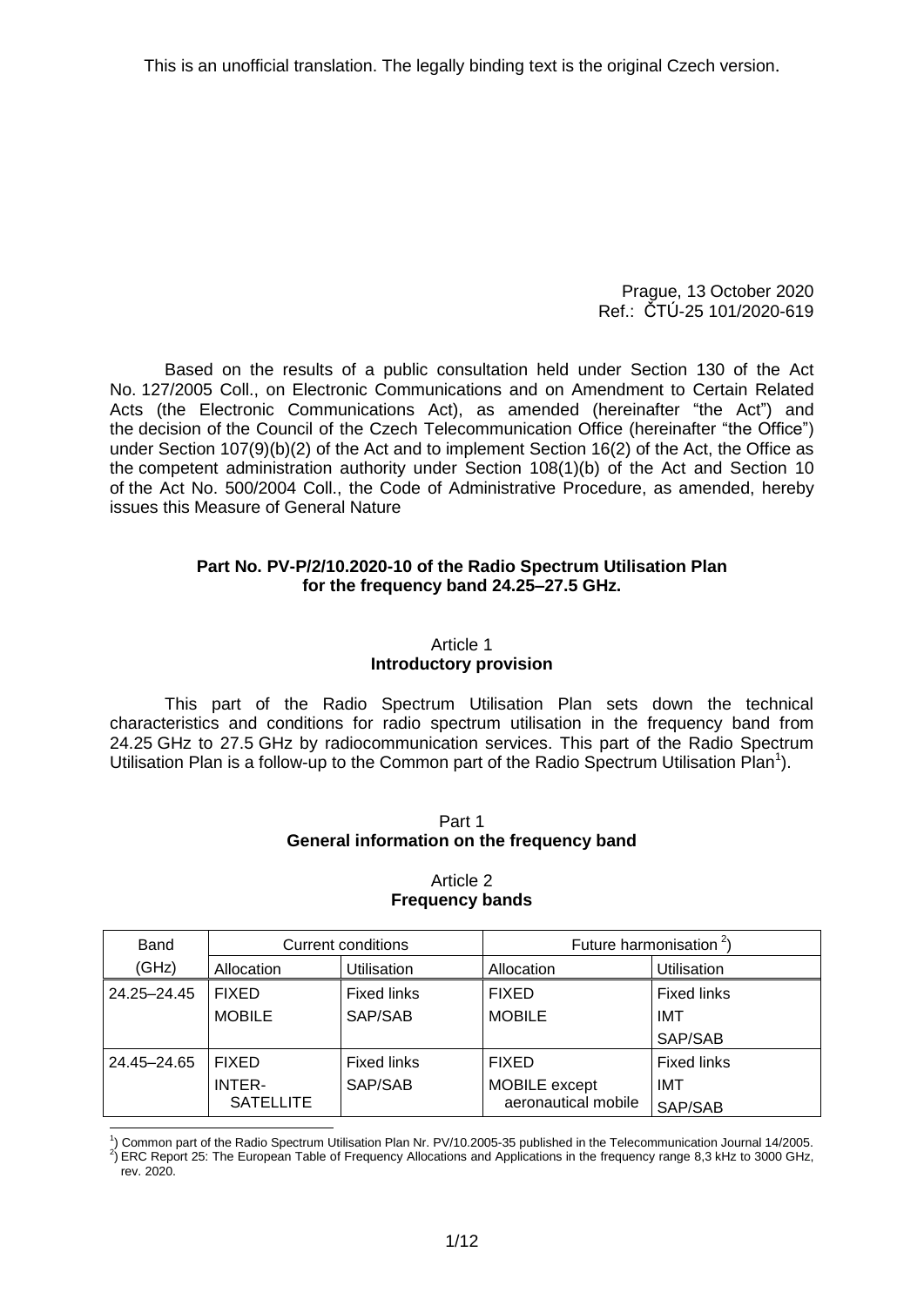This is an unofficial translation. The legally binding text is the original Czech version.

Prague, 13 October 2020
Ref.: ČTÚ-25 101/2020-619

Based on the results of a public consultation held under Section 130 of the Act No. 127/2005 Coll., on Electronic Communications and on Amendment to Certain Related Acts (the Electronic Communications Act), as amended (hereinafter "the Act") and the decision of the Council of the Czech Telecommunication Office (hereinafter "the Office") under Section 107(9)(b)(2) of the Act and to implement Section 16(2) of the Act, the Office as the competent administration authority under Section 108(1)(b) of the Act and Section 10 of the Act No. 500/2004 Coll., the Code of Administrative Procedure, as amended, hereby issues this Measure of General Nature

**Part No. PV-P/2/10.2020-10 of the Radio Spectrum Utilisation Plan for the frequency band 24.25–27.5 GHz.**

## Article 1
## Introductory provision

This part of the Radio Spectrum Utilisation Plan sets down the technical characteristics and conditions for radio spectrum utilisation in the frequency band from 24.25 GHz to 27.5 GHz by radiocommunication services. This part of the Radio Spectrum Utilisation Plan is a follow-up to the Common part of the Radio Spectrum Utilisation Plan[1]).

# Part 1
# General information on the frequency band

## Article 2
## Frequency bands

| Band (GHz) | Current conditions | | Future harmonisation [2]) | |
|---|---|---|---|---|
| | Allocation | Utilisation | Allocation | Utilisation |
| 24.25–24.45 | FIXED<br>MOBILE | Fixed links<br>SAP/SAB | FIXED<br>MOBILE | Fixed links<br>IMT<br>SAP/SAB |
| 24.45–24.65 | FIXED<br>INTER-SATELLITE | Fixed links<br>SAP/SAB | FIXED<br>MOBILE except aeronautical mobile | Fixed links<br>IMT<br>SAP/SAB |

[1]) Common part of the Radio Spectrum Utilisation Plan Nr. PV/10.2005-35 published in the Telecommunication Journal 14/2005.
[2]) ERC Report 25: The European Table of Frequency Allocations and Applications in the frequency range 8,3 kHz to 3000 GHz, rev. 2020.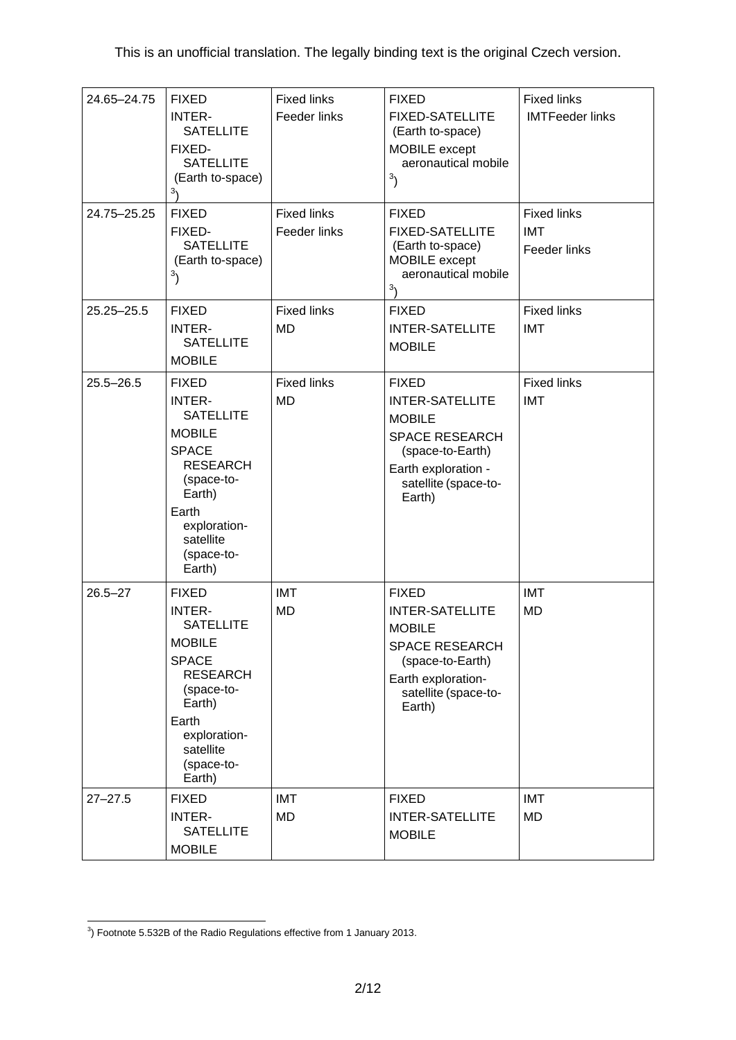This is an unofficial translation. The legally binding text is the original Czech version.

| | | | | |
|---|---|---|---|---|
| 24.65–24.75 | FIXED<br>INTER-SATELLITE<br>FIXED-SATELLITE (Earth to-space) [3]) | Fixed links<br>Feeder links | FIXED<br>FIXED-SATELLITE (Earth to-space)<br>MOBILE except aeronautical mobile [3]) | Fixed links<br>IMTFeeder links |
| 24.75–25.25 | FIXED<br>FIXED-SATELLITE (Earth to-space) [3]) | Fixed links<br>Feeder links | FIXED<br>FIXED-SATELLITE (Earth to-space)<br>MOBILE except aeronautical mobile [3]) | Fixed links<br>IMT<br>Feeder links |
| 25.25–25.5 | FIXED<br>INTER-SATELLITE<br>MOBILE | Fixed links<br>MD | FIXED<br>INTER-SATELLITE<br>MOBILE | Fixed links<br>IMT |
| 25.5–26.5 | FIXED<br>INTER-SATELLITE<br>MOBILE<br>SPACE RESEARCH (space-to-Earth)<br>Earth exploration-satellite (space-to-Earth) | Fixed links<br>MD | FIXED<br>INTER-SATELLITE<br>MOBILE<br>SPACE RESEARCH (space-to-Earth)<br>Earth exploration - satellite (space-to-Earth) | Fixed links<br>IMT |
| 26.5–27 | FIXED<br>INTER-SATELLITE<br>MOBILE<br>SPACE RESEARCH (space-to-Earth)<br>Earth exploration-satellite (space-to-Earth) | IMT<br>MD | FIXED<br>INTER-SATELLITE<br>MOBILE<br>SPACE RESEARCH (space-to-Earth)<br>Earth exploration-satellite (space-to-Earth) | IMT<br>MD |
| 27–27.5 | FIXED<br>INTER-SATELLITE<br>MOBILE | IMT<br>MD | FIXED<br>INTER-SATELLITE<br>MOBILE | IMT<br>MD |

[3]) Footnote 5.532B of the Radio Regulations effective from 1 January 2013.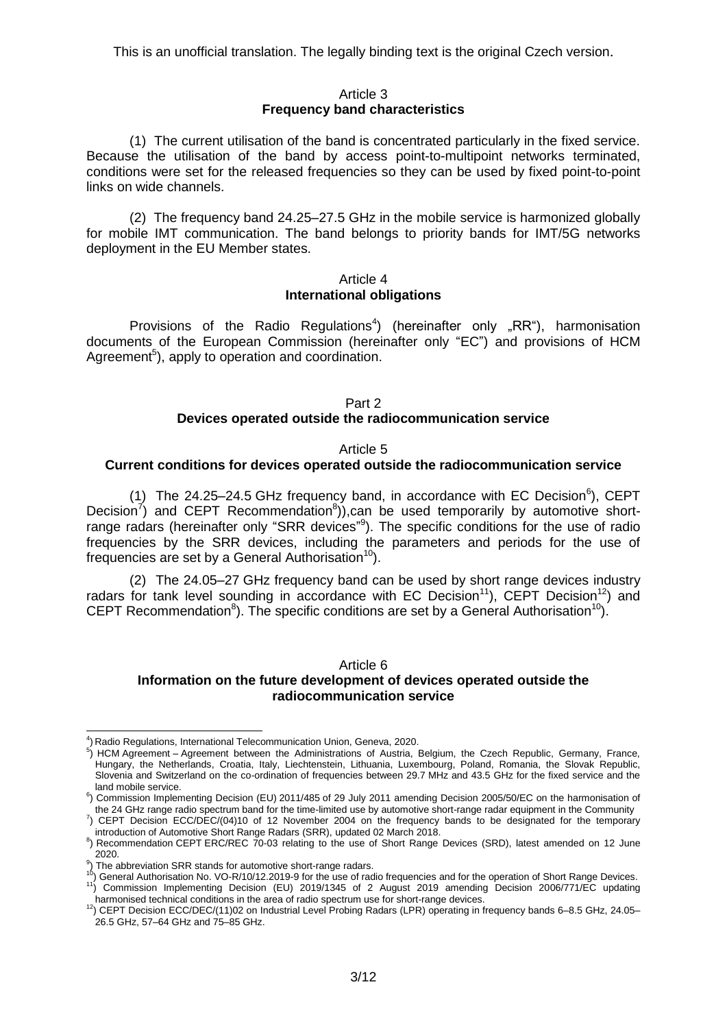This is an unofficial translation. The legally binding text is the original Czech version.

### Article 3
### Frequency band characteristics

(1) The current utilisation of the band is concentrated particularly in the fixed service. Because the utilisation of the band by access point-to-multipoint networks terminated, conditions were set for the released frequencies so they can be used by fixed point-to-point links on wide channels.

(2) The frequency band 24.25–27.5 GHz in the mobile service is harmonized globally for mobile IMT communication. The band belongs to priority bands for IMT/5G networks deployment in the EU Member states.

### Article 4
### International obligations

Provisions of the Radio Regulations[4]) (hereinafter only „RR"), harmonisation documents of the European Commission (hereinafter only "EC") and provisions of HCM Agreement[5]), apply to operation and coordination.

## Part 2
## Devices operated outside the radiocommunication service

### Article 5
### Current conditions for devices operated outside the radiocommunication service

(1) The 24.25–24.5 GHz frequency band, in accordance with EC Decision[6]), CEPT Decision[7]) and CEPT Recommendation[8])),can be used temporarily by automotive short-range radars (hereinafter only "SRR devices"[9]). The specific conditions for the use of radio frequencies by the SRR devices, including the parameters and periods for the use of frequencies are set by a General Authorisation[10]).

(2) The 24.05–27 GHz frequency band can be used by short range devices industry radars for tank level sounding in accordance with EC Decision[11]), CEPT Decision[12]) and CEPT Recommendation[8]). The specific conditions are set by a General Authorisation[10]).

### Article 6
### Information on the future development of devices operated outside the radiocommunication service

---

[4]) Radio Regulations, International Telecommunication Union, Geneva, 2020.

[5]) HCM Agreement – Agreement between the Administrations of Austria, Belgium, the Czech Republic, Germany, France, Hungary, the Netherlands, Croatia, Italy, Liechtenstein, Lithuania, Luxembourg, Poland, Romania, the Slovak Republic, Slovenia and Switzerland on the co-ordination of frequencies between 29.7 MHz and 43.5 GHz for the fixed service and the land mobile service.

[6]) Commission Implementing Decision (EU) 2011/485 of 29 July 2011 amending Decision 2005/50/EC on the harmonisation of the 24 GHz range radio spectrum band for the time-limited use by automotive short-range radar equipment in the Community

[7]) CEPT Decision ECC/DEC/(04)10 of 12 November 2004 on the frequency bands to be designated for the temporary introduction of Automotive Short Range Radars (SRR), updated 02 March 2018.

[8]) Recommendation CEPT ERC/REC 70-03 relating to the use of Short Range Devices (SRD), latest amended on 12 June 2020.

[9]) The abbreviation SRR stands for automotive short-range radars.

[10]) General Authorisation No. VO-R/10/12.2019-9 for the use of radio frequencies and for the operation of Short Range Devices.

[11]) Commission Implementing Decision (EU) 2019/1345 of 2 August 2019 amending Decision 2006/771/EC updating harmonised technical conditions in the area of radio spectrum use for short-range devices.

[12]) CEPT Decision ECC/DEC/(11)02 on Industrial Level Probing Radars (LPR) operating in frequency bands 6–8.5 GHz, 24.05–26.5 GHz, 57–64 GHz and 75–85 GHz.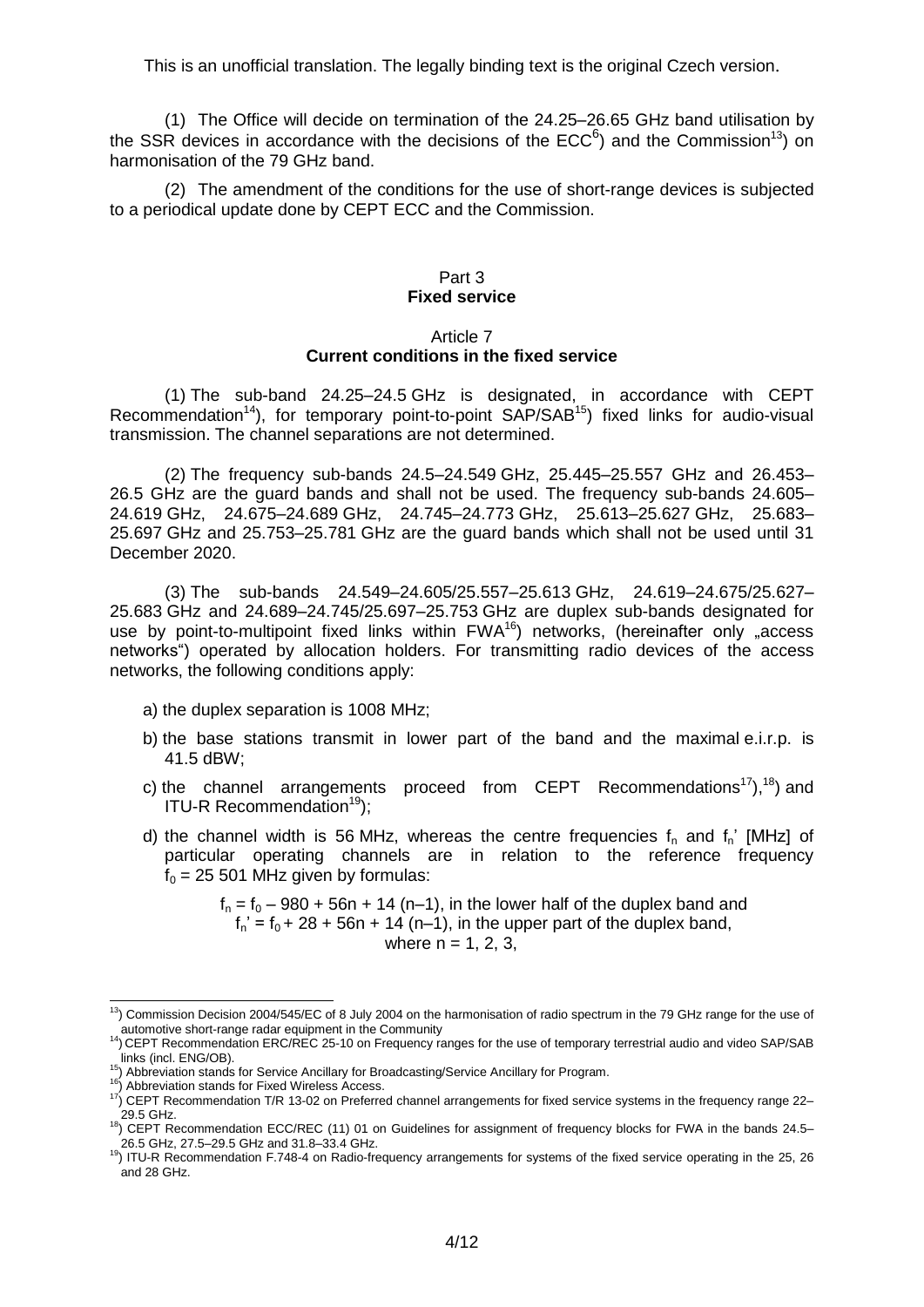This is an unofficial translation. The legally binding text is the original Czech version.

(1) The Office will decide on termination of the 24.25–26.65 GHz band utilisation by the SSR devices in accordance with the decisions of the ECC[6]) and the Commission[13]) on harmonisation of the 79 GHz band.

(2) The amendment of the conditions for the use of short-range devices is subjected to a periodical update done by CEPT ECC and the Commission.

## Part 3
## Fixed service

### Article 7
### Current conditions in the fixed service

(1) The sub-band 24.25–24.5 GHz is designated, in accordance with CEPT Recommendation[14]), for temporary point-to-point SAP/SAB[15]) fixed links for audio-visual transmission. The channel separations are not determined.

(2) The frequency sub-bands 24.5–24.549 GHz, 25.445–25.557 GHz and 26.453–26.5 GHz are the guard bands and shall not be used. The frequency sub-bands 24.605–24.619 GHz, 24.675–24.689 GHz, 24.745–24.773 GHz, 25.613–25.627 GHz, 25.683–25.697 GHz and 25.753–25.781 GHz are the guard bands which shall not be used until 31 December 2020.

(3) The sub-bands 24.549–24.605/25.557–25.613 GHz, 24.619–24.675/25.627–25.683 GHz and 24.689–24.745/25.697–25.753 GHz are duplex sub-bands designated for use by point-to-multipoint fixed links within FWA[16]) networks, (hereinafter only „access networks") operated by allocation holders. For transmitting radio devices of the access networks, the following conditions apply:

a) the duplex separation is 1008 MHz;

b) the base stations transmit in lower part of the band and the maximal e.i.r.p. is 41.5 dBW;

c) the channel arrangements proceed from CEPT Recommendations[17]),[18]) and ITU-R Recommendation[19]);

d) the channel width is 56 MHz, whereas the centre frequencies $f_n$ and $f_n'$ [MHz] of particular operating channels are in relation to the reference frequency $f_0$ = 25 501 MHz given by formulas:

$$f_n = f_0 - 980 + 56n + 14\,(n-1), \text{ in the lower half of the duplex band and}$$
$$f_n' = f_0 + 28 + 56n + 14\,(n-1), \text{ in the upper part of the duplex band,}$$
where n = 1, 2, 3,

---

[13]) Commission Decision 2004/545/EC of 8 July 2004 on the harmonisation of radio spectrum in the 79 GHz range for the use of automotive short-range radar equipment in the Community

[14]) CEPT Recommendation ERC/REC 25-10 on Frequency ranges for the use of temporary terrestrial audio and video SAP/SAB links (incl. ENG/OB).

[15]) Abbreviation stands for Service Ancillary for Broadcasting/Service Ancillary for Program.

[16]) Abbreviation stands for Fixed Wireless Access.

[17]) CEPT Recommendation T/R 13-02 on Preferred channel arrangements for fixed service systems in the frequency range 22–29.5 GHz.

[18]) CEPT Recommendation ECC/REC (11) 01 on Guidelines for assignment of frequency blocks for FWA in the bands 24.5–26.5 GHz, 27.5–29.5 GHz and 31.8–33.4 GHz.

[19]) ITU-R Recommendation F.748-4 on Radio-frequency arrangements for systems of the fixed service operating in the 25, 26 and 28 GHz.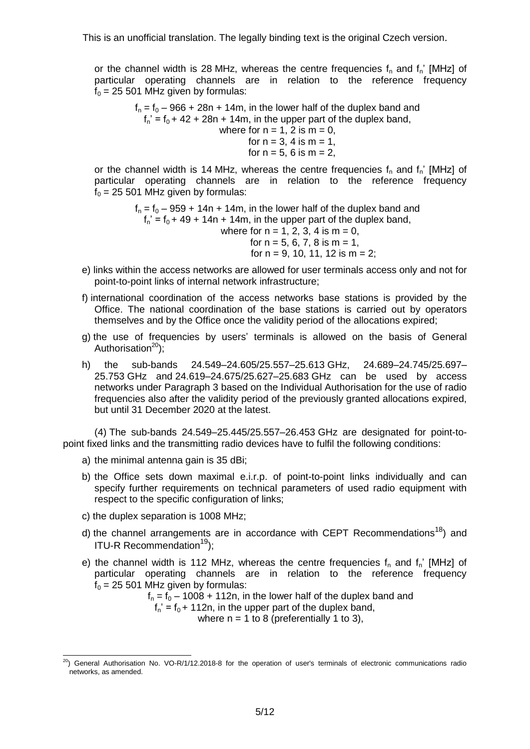This is an unofficial translation. The legally binding text is the original Czech version.

or the channel width is 28 MHz, whereas the centre frequencies $f_n$ and $f_n'$ [MHz] of particular operating channels are in relation to the reference frequency $f_0$ = 25 501 MHz given by formulas:

$f_n = f_0 - 966 + 28n + 14m$, in the lower half of the duplex band and
$f_n' = f_0 + 42 + 28n + 14m$, in the upper part of the duplex band,
where for n = 1, 2 is m = 0,
for n = 3, 4 is m = 1,
for n = 5, 6 is m = 2,

or the channel width is 14 MHz, whereas the centre frequencies $f_n$ and $f_n'$ [MHz] of particular operating channels are in relation to the reference frequency $f_0$ = 25 501 MHz given by formulas:

$f_n = f_0 - 959 + 14n + 14m$, in the lower half of the duplex band and
$f_n' = f_0 + 49 + 14n + 14m$, in the upper part of the duplex band,
where for n = 1, 2, 3, 4 is m = 0,
for n = 5, 6, 7, 8 is m = 1,
for n = 9, 10, 11, 12 is m = 2;

e) links within the access networks are allowed for user terminals access only and not for point-to-point links of internal network infrastructure;

f) international coordination of the access networks base stations is provided by the Office. The national coordination of the base stations is carried out by operators themselves and by the Office once the validity period of the allocations expired;

g) the use of frequencies by users' terminals is allowed on the basis of General Authorisation[20]);

h) the sub-bands 24.549–24.605/25.557–25.613 GHz, 24.689–24.745/25.697–25.753 GHz and 24.619–24.675/25.627–25.683 GHz can be used by access networks under Paragraph 3 based on the Individual Authorisation for the use of radio frequencies also after the validity period of the previously granted allocations expired, but until 31 December 2020 at the latest.

(4) The sub-bands 24.549–25.445/25.557–26.453 GHz are designated for point-to-point fixed links and the transmitting radio devices have to fulfil the following conditions:

a) the minimal antenna gain is 35 dBi;

b) the Office sets down maximal e.i.r.p. of point-to-point links individually and can specify further requirements on technical parameters of used radio equipment with respect to the specific configuration of links;

c) the duplex separation is 1008 MHz;

d) the channel arrangements are in accordance with CEPT Recommendations[18]) and ITU-R Recommendation[19]);

e) the channel width is 112 MHz, whereas the centre frequencies $f_n$ and $f_n'$ [MHz] of particular operating channels are in relation to the reference frequency $f_0$ = 25 501 MHz given by formulas:

$f_n = f_0 - 1008 + 112n$, in the lower half of the duplex band and
$f_n' = f_0 + 112n$, in the upper part of the duplex band,
where n = 1 to 8 (preferentially 1 to 3),

---

[20]) General Authorisation No. VO-R/1/12.2018-8 for the operation of user's terminals of electronic communications radio networks, as amended.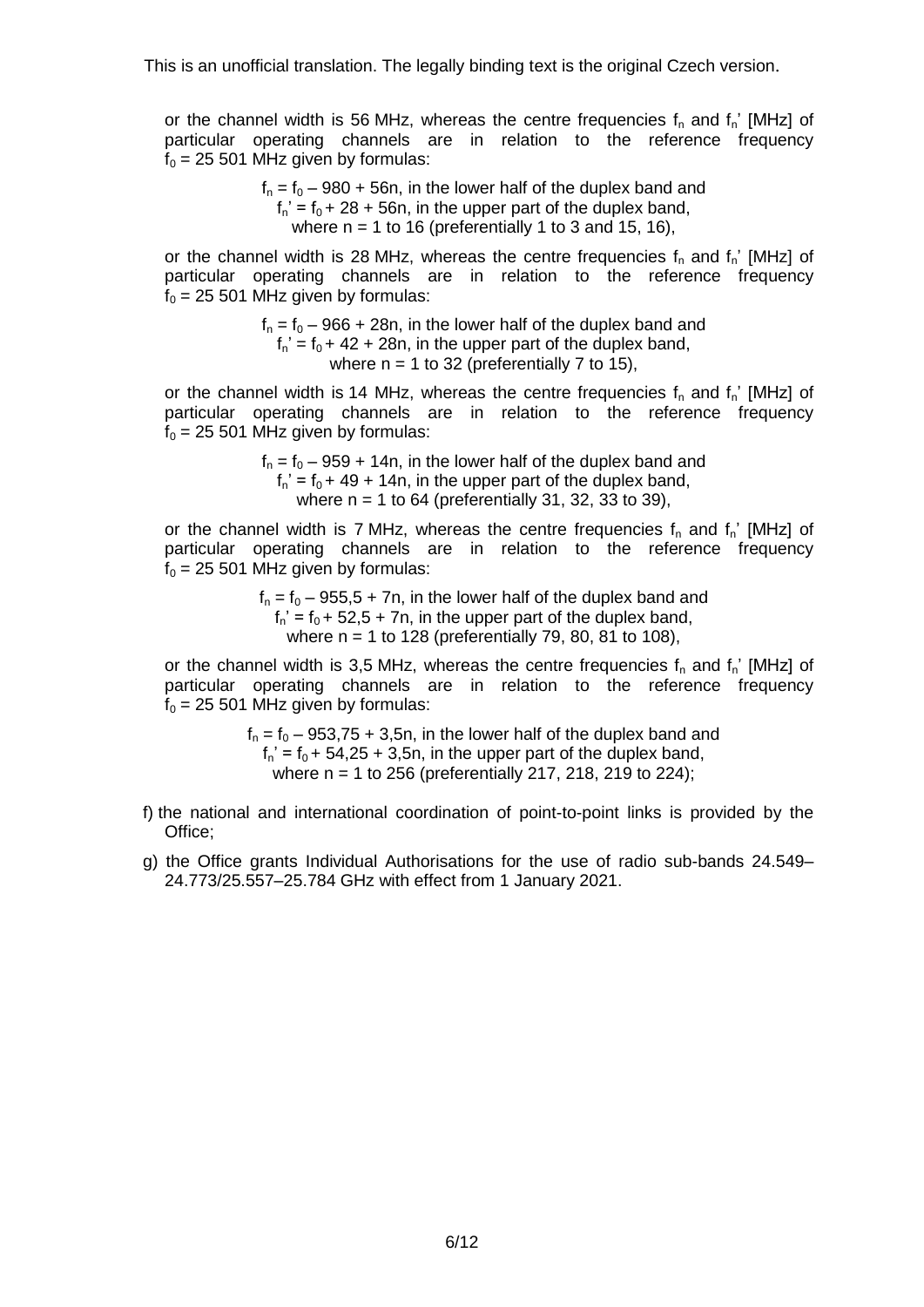or the channel width is 56 MHz, whereas the centre frequencies $f_n$ and $f_n'$ [MHz] of particular operating channels are in relation to the reference frequency $f_0$ = 25 501 MHz given by formulas:

$f_n = f_0 – 980 + 56n$, in the lower half of the duplex band and
$f_n' = f_0 + 28 + 56n$, in the upper part of the duplex band,
where n = 1 to 16 (preferentially 1 to 3 and 15, 16),

or the channel width is 28 MHz, whereas the centre frequencies $f_n$ and $f_n'$ [MHz] of particular operating channels are in relation to the reference frequency $f_0$ = 25 501 MHz given by formulas:

$f_n = f_0 – 966 + 28n$, in the lower half of the duplex band and
$f_n' = f_0 + 42 + 28n$, in the upper part of the duplex band,
where n = 1 to 32 (preferentially 7 to 15),

or the channel width is 14 MHz, whereas the centre frequencies $f_n$ and $f_n'$ [MHz] of particular operating channels are in relation to the reference frequency $f_0$ = 25 501 MHz given by formulas:

$f_n = f_0 – 959 + 14n$, in the lower half of the duplex band and
$f_n' = f_0 + 49 + 14n$, in the upper part of the duplex band,
where n = 1 to 64 (preferentially 31, 32, 33 to 39),

or the channel width is 7 MHz, whereas the centre frequencies $f_n$ and $f_n'$ [MHz] of particular operating channels are in relation to the reference frequency $f_0$ = 25 501 MHz given by formulas:

$f_n = f_0 – 955{,}5 + 7n$, in the lower half of the duplex band and
$f_n' = f_0 + 52{,}5 + 7n$, in the upper part of the duplex band,
where n = 1 to 128 (preferentially 79, 80, 81 to 108),

or the channel width is 3,5 MHz, whereas the centre frequencies $f_n$ and $f_n'$ [MHz] of particular operating channels are in relation to the reference frequency $f_0$ = 25 501 MHz given by formulas:

$f_n = f_0 – 953{,}75 + 3{,}5n$, in the lower half of the duplex band and
$f_n' = f_0 + 54{,}25 + 3{,}5n$, in the upper part of the duplex band,
where n = 1 to 256 (preferentially 217, 218, 219 to 224);

f) the national and international coordination of point-to-point links is provided by the Office;

g) the Office grants Individual Authorisations for the use of radio sub-bands 24.549–24.773/25.557–25.784 GHz with effect from 1 January 2021.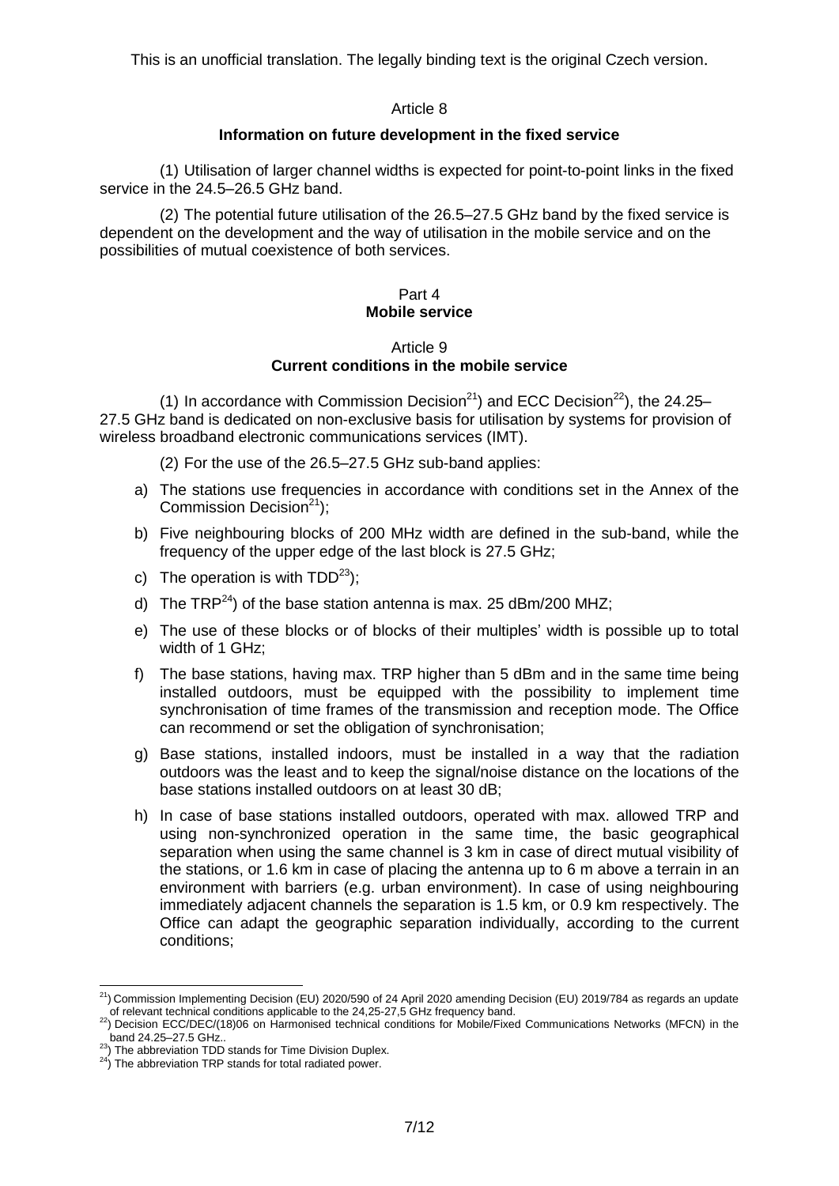This is an unofficial translation. The legally binding text is the original Czech version.

Article 8

**Information on future development in the fixed service**

(1) Utilisation of larger channel widths is expected for point-to-point links in the fixed service in the 24.5–26.5 GHz band.

(2) The potential future utilisation of the 26.5–27.5 GHz band by the fixed service is dependent on the development and the way of utilisation in the mobile service and on the possibilities of mutual coexistence of both services.

Part 4
**Mobile service**

Article 9
**Current conditions in the mobile service**

(1) In accordance with Commission Decision[21]) and ECC Decision[22]), the 24.25–27.5 GHz band is dedicated on non-exclusive basis for utilisation by systems for provision of wireless broadband electronic communications services (IMT).

(2) For the use of the 26.5–27.5 GHz sub-band applies:

a) The stations use frequencies in accordance with conditions set in the Annex of the Commission Decision[21]);

b) Five neighbouring blocks of 200 MHz width are defined in the sub-band, while the frequency of the upper edge of the last block is 27.5 GHz;

c) The operation is with TDD[23]);

d) The TRP[24]) of the base station antenna is max. 25 dBm/200 MHZ;

e) The use of these blocks or of blocks of their multiples' width is possible up to total width of 1 GHz;

f) The base stations, having max. TRP higher than 5 dBm and in the same time being installed outdoors, must be equipped with the possibility to implement time synchronisation of time frames of the transmission and reception mode. The Office can recommend or set the obligation of synchronisation;

g) Base stations, installed indoors, must be installed in a way that the radiation outdoors was the least and to keep the signal/noise distance on the locations of the base stations installed outdoors on at least 30 dB;

h) In case of base stations installed outdoors, operated with max. allowed TRP and using non-synchronized operation in the same time, the basic geographical separation when using the same channel is 3 km in case of direct mutual visibility of the stations, or 1.6 km in case of placing the antenna up to 6 m above a terrain in an environment with barriers (e.g. urban environment). In case of using neighbouring immediately adjacent channels the separation is 1.5 km, or 0.9 km respectively. The Office can adapt the geographic separation individually, according to the current conditions;

---

[21]) Commission Implementing Decision (EU) 2020/590 of 24 April 2020 amending Decision (EU) 2019/784 as regards an update of relevant technical conditions applicable to the 24,25-27,5 GHz frequency band.

[22]) Decision ECC/DEC/(18)06 on Harmonised technical conditions for Mobile/Fixed Communications Networks (MFCN) in the band 24.25–27.5 GHz..

[23]) The abbreviation TDD stands for Time Division Duplex.

[24]) The abbreviation TRP stands for total radiated power.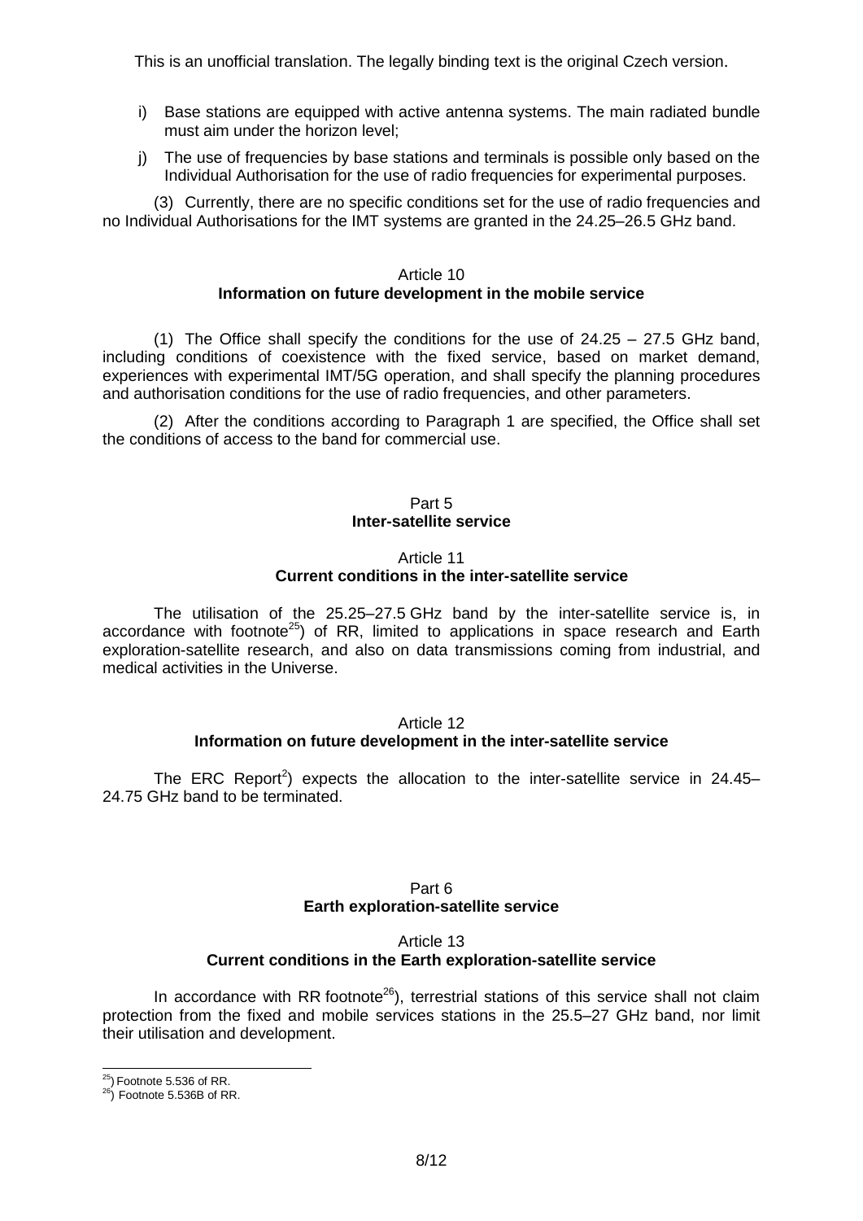This is an unofficial translation. The legally binding text is the original Czech version.

i) Base stations are equipped with active antenna systems. The main radiated bundle must aim under the horizon level;

j) The use of frequencies by base stations and terminals is possible only based on the Individual Authorisation for the use of radio frequencies for experimental purposes.

(3) Currently, there are no specific conditions set for the use of radio frequencies and no Individual Authorisations for the IMT systems are granted in the 24.25–26.5 GHz band.

### Article 10
### Information on future development in the mobile service

(1) The Office shall specify the conditions for the use of 24.25 – 27.5 GHz band, including conditions of coexistence with the fixed service, based on market demand, experiences with experimental IMT/5G operation, and shall specify the planning procedures and authorisation conditions for the use of radio frequencies, and other parameters.

(2) After the conditions according to Paragraph 1 are specified, the Office shall set the conditions of access to the band for commercial use.

## Part 5
## Inter-satellite service

### Article 11
### Current conditions in the inter-satellite service

The utilisation of the 25.25–27.5 GHz band by the inter-satellite service is, in accordance with footnote[25]) of RR, limited to applications in space research and Earth exploration-satellite research, and also on data transmissions coming from industrial, and medical activities in the Universe.

### Article 12
### Information on future development in the inter-satellite service

The ERC Report[2]) expects the allocation to the inter-satellite service in 24.45–24.75 GHz band to be terminated.

## Part 6
## Earth exploration-satellite service

### Article 13
### Current conditions in the Earth exploration-satellite service

In accordance with RR footnote[26]), terrestrial stations of this service shall not claim protection from the fixed and mobile services stations in the 25.5–27 GHz band, nor limit their utilisation and development.

[25]) Footnote 5.536 of RR.
[26]) Footnote 5.536B of RR.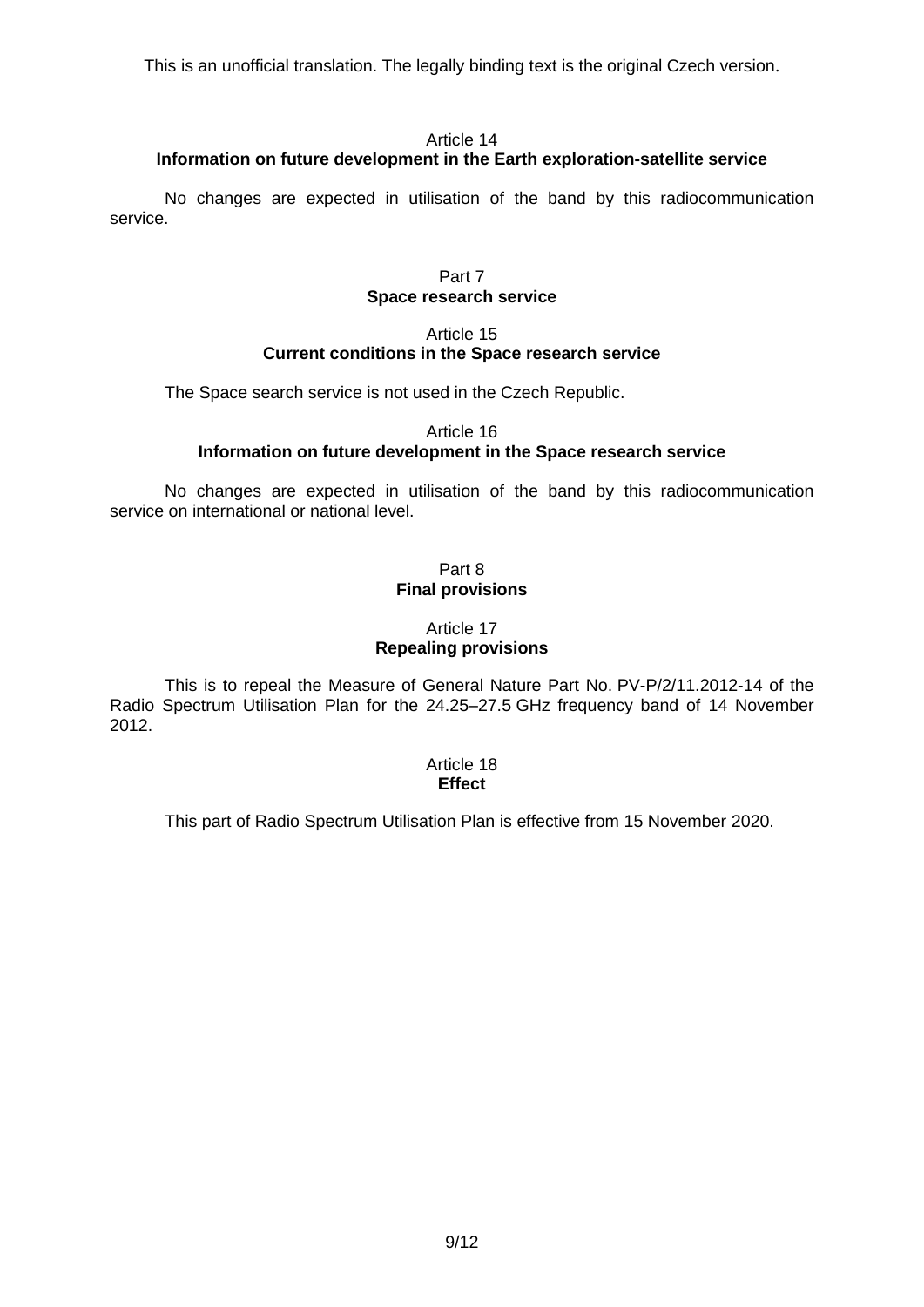This is an unofficial translation. The legally binding text is the original Czech version.

### Article 14
### Information on future development in the Earth exploration-satellite service

No changes are expected in utilisation of the band by this radiocommunication service.

## Part 7
## Space research service

### Article 15
### Current conditions in the Space research service

The Space search service is not used in the Czech Republic.

### Article 16
### Information on future development in the Space research service

No changes are expected in utilisation of the band by this radiocommunication service on international or national level.

## Part 8
## Final provisions

### Article 17
### Repealing provisions

This is to repeal the Measure of General Nature Part No. PV-P/2/11.2012-14 of the Radio Spectrum Utilisation Plan for the 24.25–27.5 GHz frequency band of 14 November 2012.

### Article 18
### Effect

This part of Radio Spectrum Utilisation Plan is effective from 15 November 2020.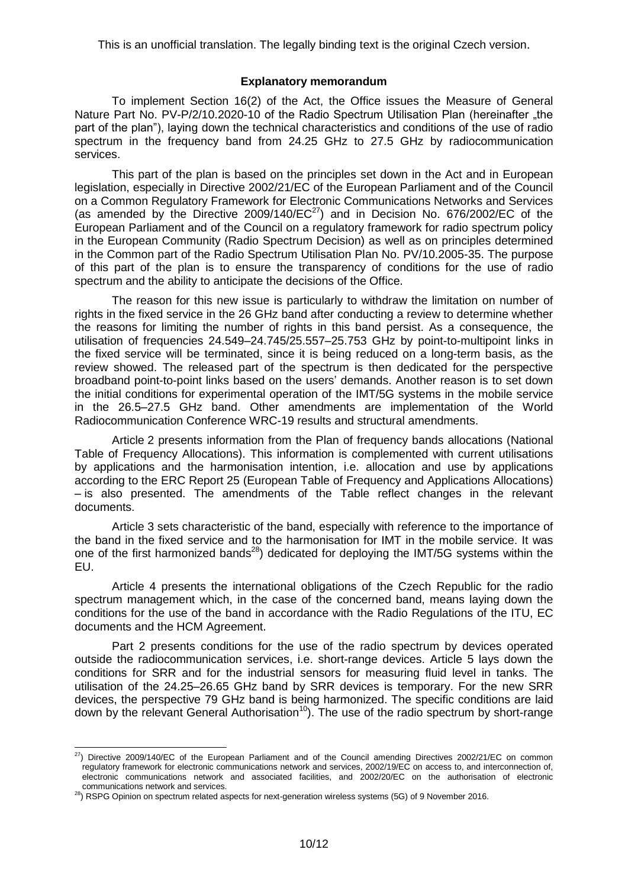This is an unofficial translation. The legally binding text is the original Czech version.

**Explanatory memorandum**

To implement Section 16(2) of the Act, the Office issues the Measure of General Nature Part No. PV-P/2/10.2020-10 of the Radio Spectrum Utilisation Plan (hereinafter „the part of the plan"), laying down the technical characteristics and conditions of the use of radio spectrum in the frequency band from 24.25 GHz to 27.5 GHz by radiocommunication services.

This part of the plan is based on the principles set down in the Act and in European legislation, especially in Directive 2002/21/EC of the European Parliament and of the Council on a Common Regulatory Framework for Electronic Communications Networks and Services (as amended by the Directive 2009/140/EC[27]) and in Decision No. 676/2002/EC of the European Parliament and of the Council on a regulatory framework for radio spectrum policy in the European Community (Radio Spectrum Decision) as well as on principles determined in the Common part of the Radio Spectrum Utilisation Plan No. PV/10.2005-35. The purpose of this part of the plan is to ensure the transparency of conditions for the use of radio spectrum and the ability to anticipate the decisions of the Office.

The reason for this new issue is particularly to withdraw the limitation on number of rights in the fixed service in the 26 GHz band after conducting a review to determine whether the reasons for limiting the number of rights in this band persist. As a consequence, the utilisation of frequencies 24.549–24.745/25.557–25.753 GHz by point-to-multipoint links in the fixed service will be terminated, since it is being reduced on a long-term basis, as the review showed. The released part of the spectrum is then dedicated for the perspective broadband point-to-point links based on the users' demands. Another reason is to set down the initial conditions for experimental operation of the IMT/5G systems in the mobile service in the 26.5–27.5 GHz band. Other amendments are implementation of the World Radiocommunication Conference WRC-19 results and structural amendments.

Article 2 presents information from the Plan of frequency bands allocations (National Table of Frequency Allocations). This information is complemented with current utilisations by applications and the harmonisation intention, i.e. allocation and use by applications according to the ERC Report 25 (European Table of Frequency and Applications Allocations) – is also presented. The amendments of the Table reflect changes in the relevant documents.

Article 3 sets characteristic of the band, especially with reference to the importance of the band in the fixed service and to the harmonisation for IMT in the mobile service. It was one of the first harmonized bands[28]) dedicated for deploying the IMT/5G systems within the EU.

Article 4 presents the international obligations of the Czech Republic for the radio spectrum management which, in the case of the concerned band, means laying down the conditions for the use of the band in accordance with the Radio Regulations of the ITU, EC documents and the HCM Agreement.

Part 2 presents conditions for the use of the radio spectrum by devices operated outside the radiocommunication services, i.e. short-range devices. Article 5 lays down the conditions for SRR and for the industrial sensors for measuring fluid level in tanks. The utilisation of the 24.25–26.65 GHz band by SRR devices is temporary. For the new SRR devices, the perspective 79 GHz band is being harmonized. The specific conditions are laid down by the relevant General Authorisation[10]). The use of the radio spectrum by short-range

---

[27]) Directive 2009/140/EC of the European Parliament and of the Council amending Directives 2002/21/EC on common regulatory framework for electronic communications network and services, 2002/19/EC on access to, and interconnection of, electronic communications network and associated facilities, and 2002/20/EC on the authorisation of electronic communications network and services.

[28]) RSPG Opinion on spectrum related aspects for next-generation wireless systems (5G) of 9 November 2016.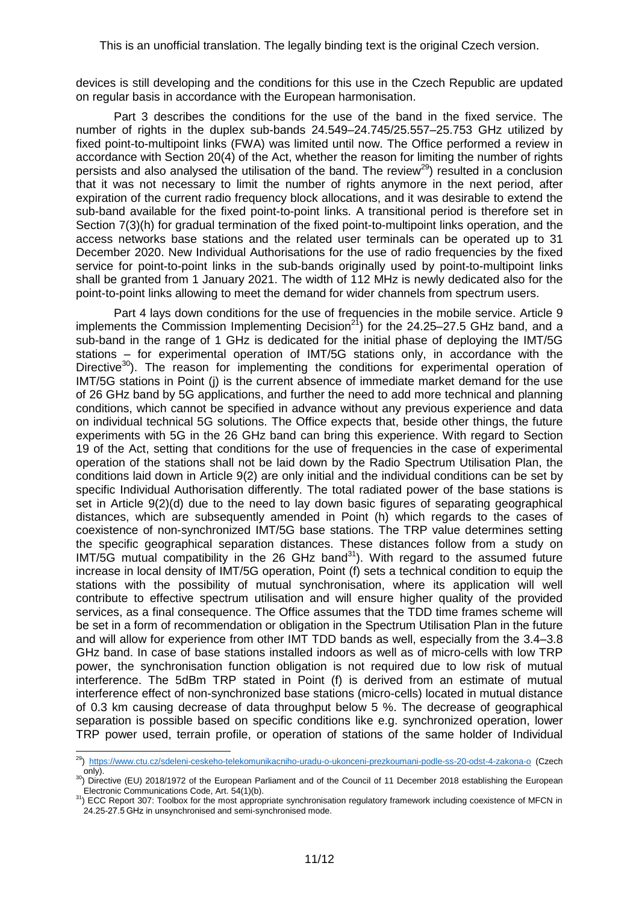devices is still developing and the conditions for this use in the Czech Republic are updated on regular basis in accordance with the European harmonisation.

Part 3 describes the conditions for the use of the band in the fixed service. The number of rights in the duplex sub-bands 24.549–24.745/25.557–25.753 GHz utilized by fixed point-to-multipoint links (FWA) was limited until now. The Office performed a review in accordance with Section 20(4) of the Act, whether the reason for limiting the number of rights persists and also analysed the utilisation of the band. The review[29]) resulted in a conclusion that it was not necessary to limit the number of rights anymore in the next period, after expiration of the current radio frequency block allocations, and it was desirable to extend the sub-band available for the fixed point-to-point links. A transitional period is therefore set in Section 7(3)(h) for gradual termination of the fixed point-to-multipoint links operation, and the access networks base stations and the related user terminals can be operated up to 31 December 2020. New Individual Authorisations for the use of radio frequencies by the fixed service for point-to-point links in the sub-bands originally used by point-to-multipoint links shall be granted from 1 January 2021. The width of 112 MHz is newly dedicated also for the point-to-point links allowing to meet the demand for wider channels from spectrum users.

Part 4 lays down conditions for the use of frequencies in the mobile service. Article 9 implements the Commission Implementing Decision[21]) for the 24.25–27.5 GHz band, and a sub-band in the range of 1 GHz is dedicated for the initial phase of deploying the IMT/5G stations – for experimental operation of IMT/5G stations only, in accordance with the Directive[30]). The reason for implementing the conditions for experimental operation of IMT/5G stations in Point (j) is the current absence of immediate market demand for the use of 26 GHz band by 5G applications, and further the need to add more technical and planning conditions, which cannot be specified in advance without any previous experience and data on individual technical 5G solutions. The Office expects that, beside other things, the future experiments with 5G in the 26 GHz band can bring this experience. With regard to Section 19 of the Act, setting that conditions for the use of frequencies in the case of experimental operation of the stations shall not be laid down by the Radio Spectrum Utilisation Plan, the conditions laid down in Article 9(2) are only initial and the individual conditions can be set by specific Individual Authorisation differently. The total radiated power of the base stations is set in Article 9(2)(d) due to the need to lay down basic figures of separating geographical distances, which are subsequently amended in Point (h) which regards to the cases of coexistence of non-synchronized IMT/5G base stations. The TRP value determines setting the specific geographical separation distances. These distances follow from a study on IMT/5G mutual compatibility in the 26 GHz band[31]). With regard to the assumed future increase in local density of IMT/5G operation, Point (f) sets a technical condition to equip the stations with the possibility of mutual synchronisation, where its application will well contribute to effective spectrum utilisation and will ensure higher quality of the provided services, as a final consequence. The Office assumes that the TDD time frames scheme will be set in a form of recommendation or obligation in the Spectrum Utilisation Plan in the future and will allow for experience from other IMT TDD bands as well, especially from the 3.4–3.8 GHz band. In case of base stations installed indoors as well as of micro-cells with low TRP power, the synchronisation function obligation is not required due to low risk of mutual interference. The 5dBm TRP stated in Point (f) is derived from an estimate of mutual interference effect of non-synchronized base stations (micro-cells) located in mutual distance of 0.3 km causing decrease of data throughput below 5 %. The decrease of geographical separation is possible based on specific conditions like e.g. synchronized operation, lower TRP power used, terrain profile, or operation of stations of the same holder of Individual

---

[29]) https://www.ctu.cz/sdeleni-ceskeho-telekomunikacniho-uradu-o-ukonceni-prezkoumani-podle-ss-20-odst-4-zakona-o (Czech only).

[30]) Directive (EU) 2018/1972 of the European Parliament and of the Council of 11 December 2018 establishing the European Electronic Communications Code, Art. 54(1)(b).

[31]) ECC Report 307: Toolbox for the most appropriate synchronisation regulatory framework including coexistence of MFCN in 24.25-27.5 GHz in unsynchronised and semi-synchronised mode.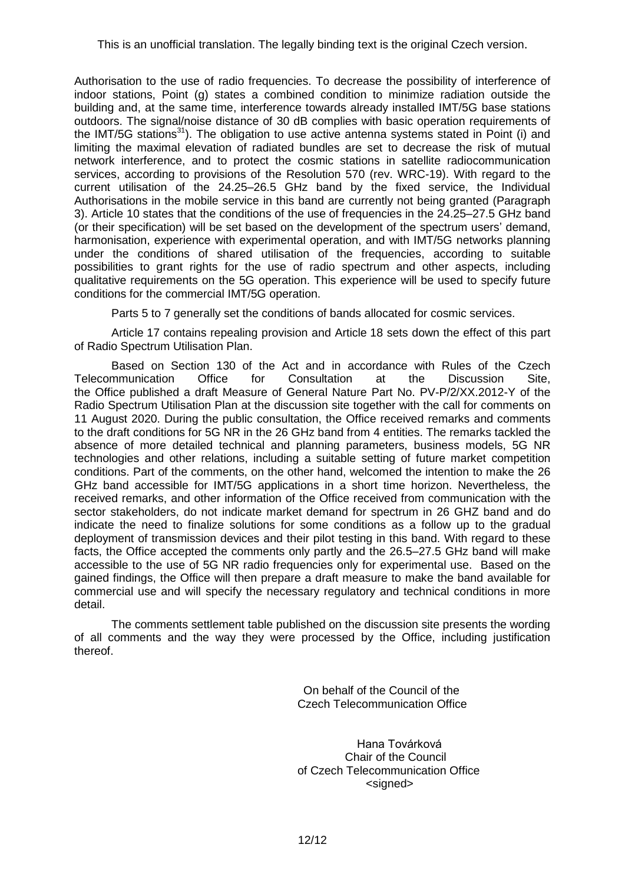This is an unofficial translation. The legally binding text is the original Czech version.

Authorisation to the use of radio frequencies. To decrease the possibility of interference of indoor stations, Point (g) states a combined condition to minimize radiation outside the building and, at the same time, interference towards already installed IMT/5G base stations outdoors. The signal/noise distance of 30 dB complies with basic operation requirements of the IMT/5G stations[31]). The obligation to use active antenna systems stated in Point (i) and limiting the maximal elevation of radiated bundles are set to decrease the risk of mutual network interference, and to protect the cosmic stations in satellite radiocommunication services, according to provisions of the Resolution 570 (rev. WRC-19). With regard to the current utilisation of the 24.25–26.5 GHz band by the fixed service, the Individual Authorisations in the mobile service in this band are currently not being granted (Paragraph 3). Article 10 states that the conditions of the use of frequencies in the 24.25–27.5 GHz band (or their specification) will be set based on the development of the spectrum users' demand, harmonisation, experience with experimental operation, and with IMT/5G networks planning under the conditions of shared utilisation of the frequencies, according to suitable possibilities to grant rights for the use of radio spectrum and other aspects, including qualitative requirements on the 5G operation. This experience will be used to specify future conditions for the commercial IMT/5G operation.

Parts 5 to 7 generally set the conditions of bands allocated for cosmic services.

Article 17 contains repealing provision and Article 18 sets down the effect of this part of Radio Spectrum Utilisation Plan.

Based on Section 130 of the Act and in accordance with Rules of the Czech Telecommunication Office for Consultation at the Discussion Site, the Office published a draft Measure of General Nature Part No. PV-P/2/XX.2012-Y of the Radio Spectrum Utilisation Plan at the discussion site together with the call for comments on 11 August 2020. During the public consultation, the Office received remarks and comments to the draft conditions for 5G NR in the 26 GHz band from 4 entities. The remarks tackled the absence of more detailed technical and planning parameters, business models, 5G NR technologies and other relations, including a suitable setting of future market competition conditions. Part of the comments, on the other hand, welcomed the intention to make the 26 GHz band accessible for IMT/5G applications in a short time horizon. Nevertheless, the received remarks, and other information of the Office received from communication with the sector stakeholders, do not indicate market demand for spectrum in 26 GHZ band and do indicate the need to finalize solutions for some conditions as a follow up to the gradual deployment of transmission devices and their pilot testing in this band. With regard to these facts, the Office accepted the comments only partly and the 26.5–27.5 GHz band will make accessible to the use of 5G NR radio frequencies only for experimental use. Based on the gained findings, the Office will then prepare a draft measure to make the band available for commercial use and will specify the necessary regulatory and technical conditions in more detail.

The comments settlement table published on the discussion site presents the wording of all comments and the way they were processed by the Office, including justification thereof.

On behalf of the Council of the
Czech Telecommunication Office

Hana Továrková
Chair of the Council
of Czech Telecommunication Office
<signed>